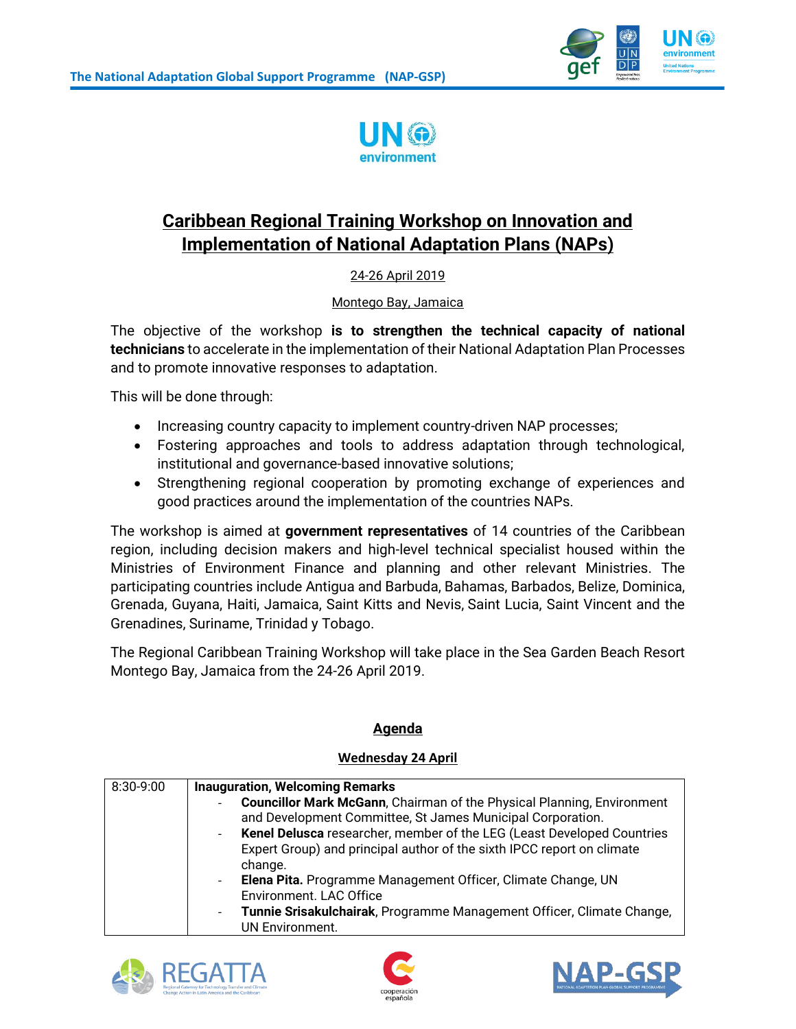# Caribbean Regional Training Workshop on Innovation and Implementation of National Adaptation Plans (NAPs)

24-26 April 2019

Montego Bay, Jamaica

The objective of the workshop **is to strengthen the technical capacity of national technicians** to accelerate in the implementation of their National Adaptation Plan Processes and to promote innovative responses to adaptation.

This will be done through:

- Increasing country capacity to implement country-driven NAP processes;
- Fostering approaches and tools to address adaptation through technological, institutional and governance-based innovative solutions;
- Strengthening regional cooperation by promoting exchange of experiences and good practices around the implementation of the countries NAPs.

The workshop is aimed at **government representatives** of 14 countries of the Caribbean region, including decision makers and high-level technical specialist housed within the Ministries of Environment Finance and planning and other relevant Ministries. The participating countries include Antigua and Barbuda, Bahamas, Barbados, Belize, Dominica, Grenada, Guyana, Haiti, Jamaica, Saint Kitts and Nevis, Saint Lucia, Saint Vincent and the Grenadines, Suriname, Trinidad y Tobago.

The Regional Caribbean Training Workshop will take place in the Sea Garden Beach Resort Montego Bay, Jamaica from the 24-26 April 2019.

## Agenda

### Wednesday 24 April

| | |
|---|---|
| 8:30-9:00 | **Inauguration, Welcoming Remarks**<br>- **Councillor Mark McGann**, Chairman of the Physical Planning, Environment and Development Committee, St James Municipal Corporation.<br>- **Kenel Delusca** researcher, member of the LEG (Least Developed Countries Expert Group) and principal author of the sixth IPCC report on climate change.<br>- **Elena Pita.** Programme Management Officer, Climate Change, UN Environment. LAC Office<br>- **Tunnie Srisakulchairak**, Programme Management Officer, Climate Change, UN Environment. |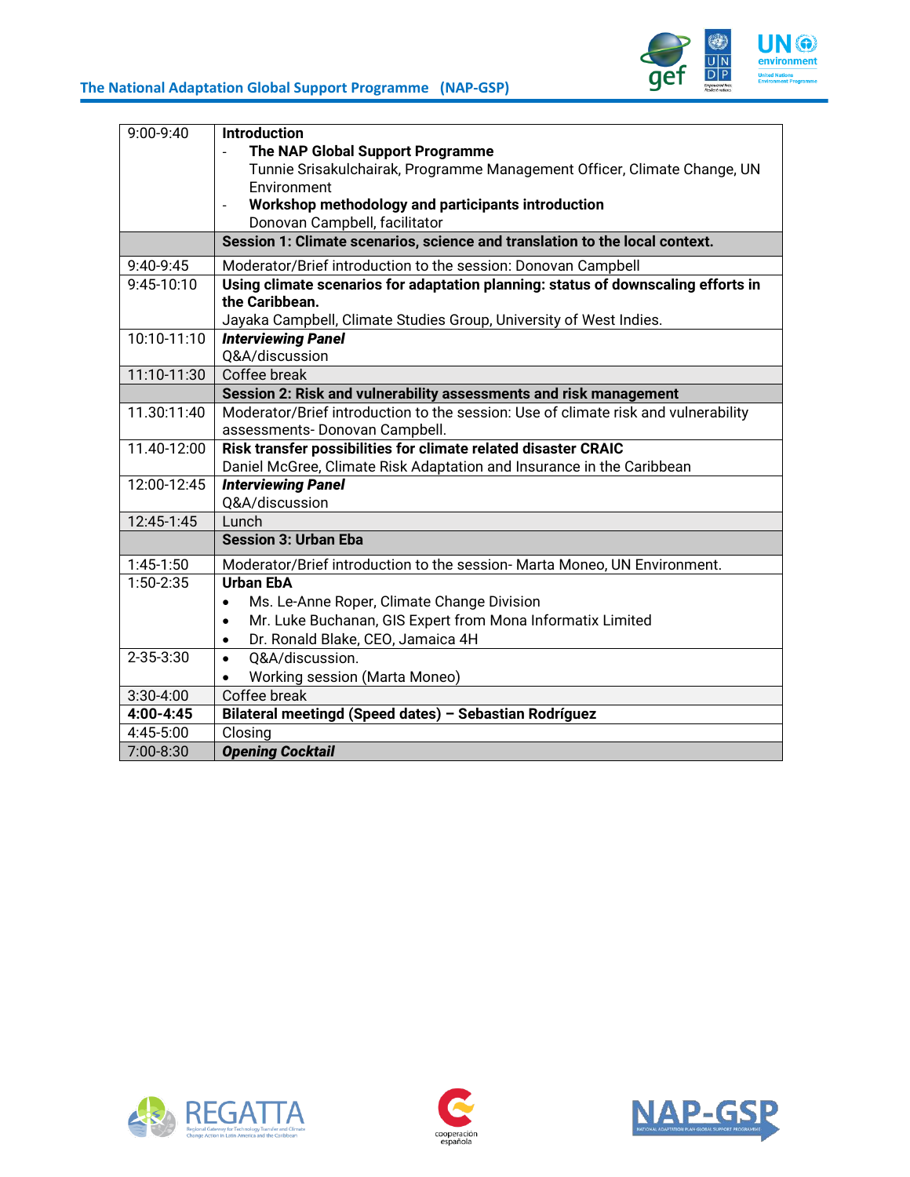| | |
|---|---|
| 9:00-9:40 | **Introduction**<br>- **The NAP Global Support Programme**<br>Tunnie Srisakulchairak, Programme Management Officer, Climate Change, UN Environment<br>- **Workshop methodology and participants introduction**<br>Donovan Campbell, facilitator |
| | **Session 1: Climate scenarios, science and translation to the local context.** |
| 9:40-9:45 | Moderator/Brief introduction to the session: Donovan Campbell |
| 9:45-10:10 | **Using climate scenarios for adaptation planning: status of downscaling efforts in the Caribbean.**<br>Jayaka Campbell, Climate Studies Group, University of West Indies. |
| 10:10-11:10 | ***Interviewing Panel***<br>Q&A/discussion |
| 11:10-11:30 | Coffee break |
| | **Session 2: Risk and vulnerability assessments and risk management** |
| 11.30:11:40 | Moderator/Brief introduction to the session: Use of climate risk and vulnerability assessments- Donovan Campbell. |
| 11.40-12:00 | **Risk transfer possibilities for climate related disaster CRAIC**<br>Daniel McGree, Climate Risk Adaptation and Insurance in the Caribbean |
| 12:00-12:45 | ***Interviewing Panel***<br>Q&A/discussion |
| 12:45-1:45 | Lunch |
| | **Session 3: Urban Eba** |
| 1:45-1:50 | Moderator/Brief introduction to the session- Marta Moneo, UN Environment. |
| 1:50-2:35 | **Urban EbA**<br>• Ms. Le-Anne Roper, Climate Change Division<br>• Mr. Luke Buchanan, GIS Expert from Mona Informatix Limited<br>• Dr. Ronald Blake, CEO, Jamaica 4H |
| 2-35-3:30 | • Q&A/discussion.<br>• Working session (Marta Moneo) |
| 3:30-4:00 | Coffee break |
| **4:00-4:45** | **Bilateral meetingd (Speed dates) – Sebastian Rodríguez** |
| 4:45-5:00 | Closing |
| 7:00-8:30 | ***Opening Cocktail*** |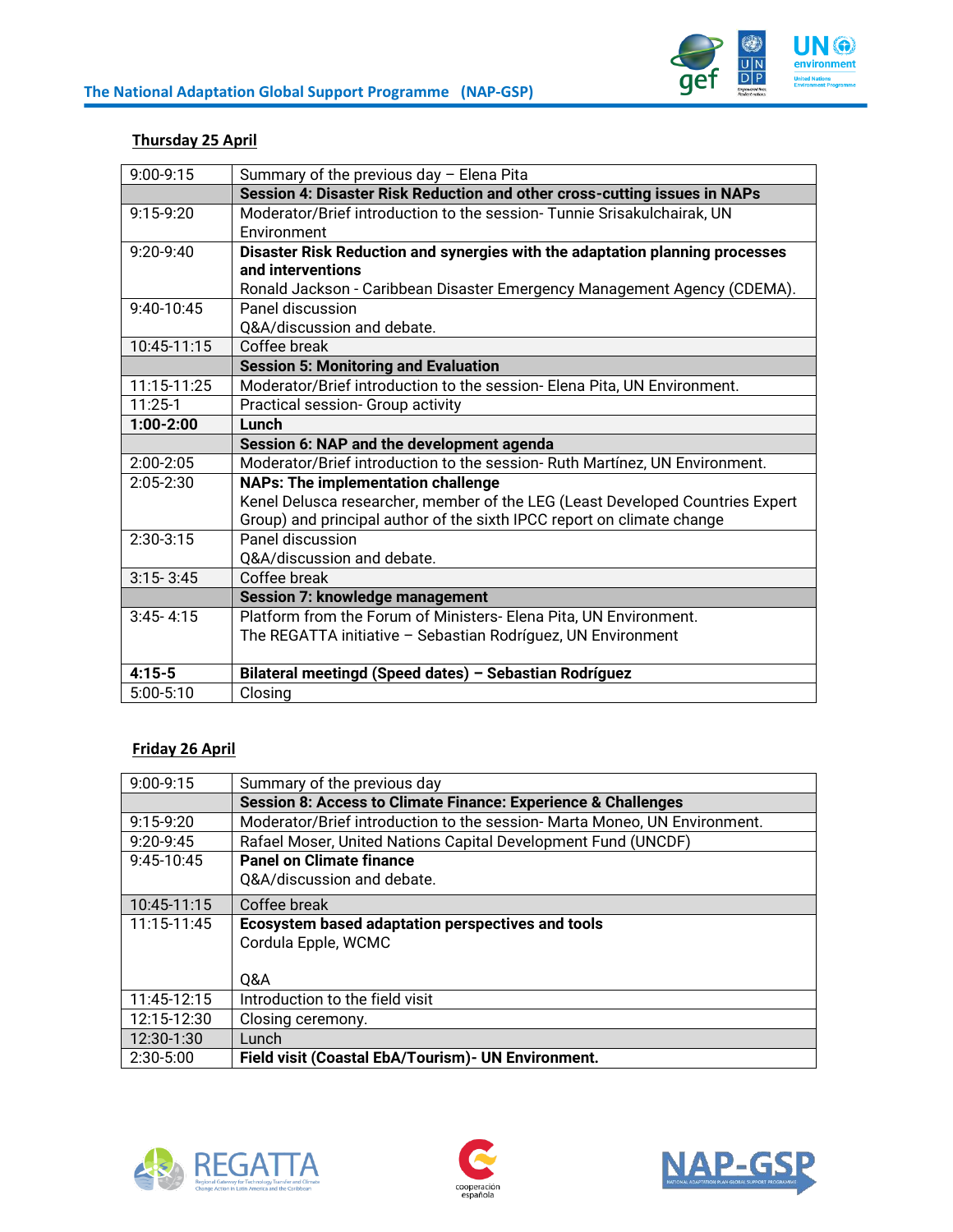### Thursday 25 April

| | |
|---|---|
| 9:00-9:15 | Summary of the previous day – Elena Pita |
| | **Session 4: Disaster Risk Reduction and other cross-cutting issues in NAPs** |
| 9:15-9:20 | Moderator/Brief introduction to the session- Tunnie Srisakulchairak, UN Environment |
| 9:20-9:40 | **Disaster Risk Reduction and synergies with the adaptation planning processes and interventions**<br>Ronald Jackson - Caribbean Disaster Emergency Management Agency (CDEMA). |
| 9:40-10:45 | Panel discussion<br>Q&A/discussion and debate. |
| 10:45-11:15 | Coffee break |
| | **Session 5: Monitoring and Evaluation** |
| 11:15-11:25 | Moderator/Brief introduction to the session- Elena Pita, UN Environment. |
| 11:25-1 | Practical session- Group activity |
| **1:00-2:00** | **Lunch** |
| | **Session 6: NAP and the development agenda** |
| 2:00-2:05 | Moderator/Brief introduction to the session- Ruth Martínez, UN Environment. |
| 2:05-2:30 | **NAPs: The implementation challenge**<br>Kenel Delusca researcher, member of the LEG (Least Developed Countries Expert Group) and principal author of the sixth IPCC report on climate change |
| 2:30-3:15 | Panel discussion<br>Q&A/discussion and debate. |
| 3:15- 3:45 | Coffee break |
| | **Session 7: knowledge management** |
| 3:45- 4:15 | Platform from the Forum of Ministers- Elena Pita, UN Environment.<br>The REGATTA initiative – Sebastian Rodríguez, UN Environment |
| **4:15-5** | **Bilateral meetingd (Speed dates) – Sebastian Rodríguez** |
| 5:00-5:10 | Closing |

### Friday 26 April

| | |
|---|---|
| 9:00-9:15 | Summary of the previous day |
| | **Session 8: Access to Climate Finance: Experience & Challenges** |
| 9:15-9:20 | Moderator/Brief introduction to the session- Marta Moneo, UN Environment. |
| 9:20-9:45 | Rafael Moser, United Nations Capital Development Fund (UNCDF) |
| 9:45-10:45 | **Panel on Climate finance**<br>Q&A/discussion and debate. |
| 10:45-11:15 | Coffee break |
| 11:15-11:45 | **Ecosystem based adaptation perspectives and tools**<br>Cordula Epple, WCMC<br><br>Q&A |
| 11:45-12:15 | Introduction to the field visit |
| 12:15-12:30 | Closing ceremony. |
| 12:30-1:30 | Lunch |
| 2:30-5:00 | **Field visit (Coastal EbA/Tourism)- UN Environment.** |